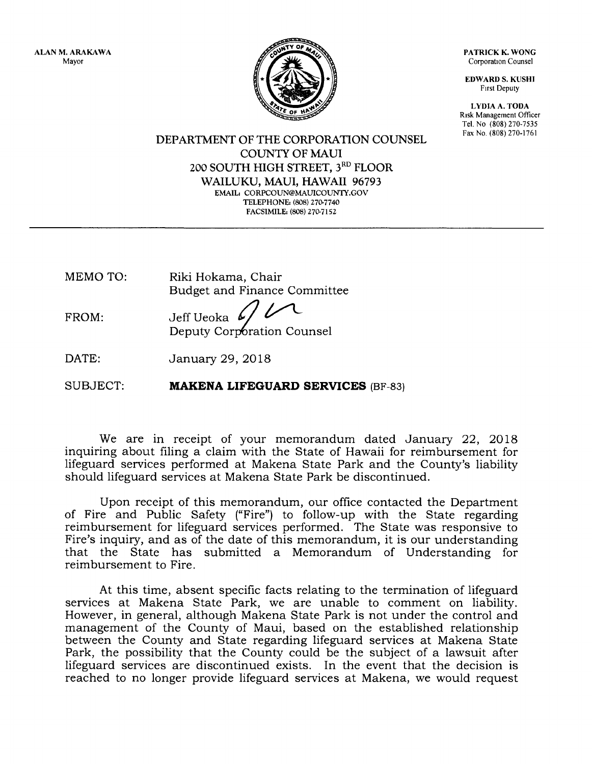ALAN M. ARAKAWA
Mayor

PATRICK K. WONG
Corporation Counsel

EDWARD S. KUSHI
First Deputy

LYDIA A. TODA
Risk Management Officer
Tel. No (808) 270-7535
Fax No. (808) 270-1761

DEPARTMENT OF THE CORPORATION COUNSEL
COUNTY OF MAUI
200 SOUTH HIGH STREET, 3RD FLOOR
WAILUKU, MAUI, HAWAII 96793
EMAIL: CORPCOUN@MAUICOUNTY.GOV
TELEPHONE: (808) 270-7740
FACSIMILE: (808) 270-7152

---

MEMO TO: Riki Hokama, Chair
Budget and Finance Committee

FROM: Jeff Ueoka
Deputy Corporation Counsel

DATE: January 29, 2018

SUBJECT: **MAKENA LIFEGUARD SERVICES** (BF-83)

We are in receipt of your memorandum dated January 22, 2018 inquiring about filing a claim with the State of Hawaii for reimbursement for lifeguard services performed at Makena State Park and the County's liability should lifeguard services at Makena State Park be discontinued.

Upon receipt of this memorandum, our office contacted the Department of Fire and Public Safety ("Fire") to follow-up with the State regarding reimbursement for lifeguard services performed. The State was responsive to Fire's inquiry, and as of the date of this memorandum, it is our understanding that the State has submitted a Memorandum of Understanding for reimbursement to Fire.

At this time, absent specific facts relating to the termination of lifeguard services at Makena State Park, we are unable to comment on liability. However, in general, although Makena State Park is not under the control and management of the County of Maui, based on the established relationship between the County and State regarding lifeguard services at Makena State Park, the possibility that the County could be the subject of a lawsuit after lifeguard services are discontinued exists. In the event that the decision is reached to no longer provide lifeguard services at Makena, we would request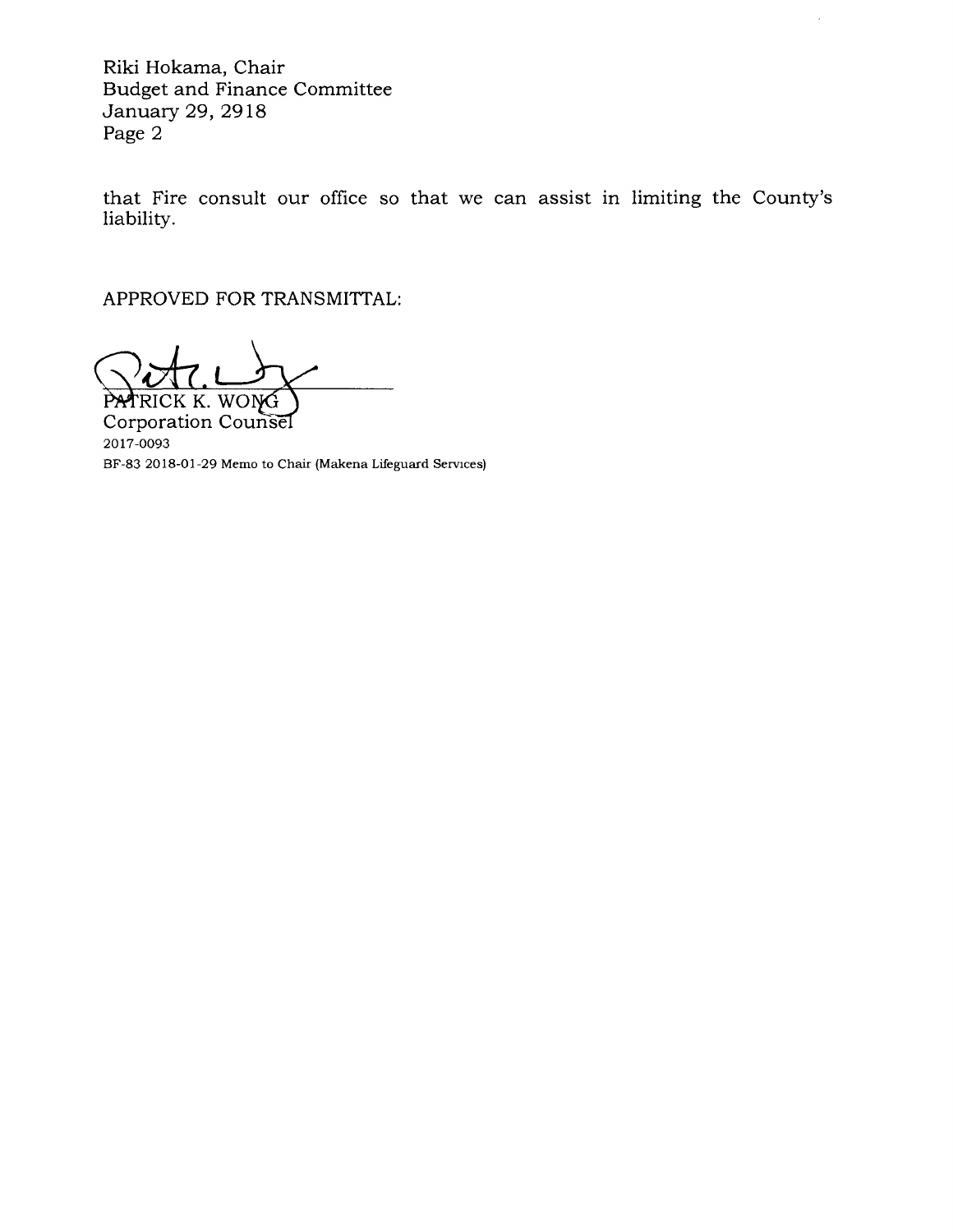Riki Hokama, Chair
Budget and Finance Committee
January 29, 2918
Page 2

that Fire consult our office so that we can assist in limiting the County's liability.

APPROVED FOR TRANSMITTAL:

PATRICK K. WONG
Corporation Counsel

2017-0093
BF-83 2018-01-29 Memo to Chair (Makena Lifeguard Services)